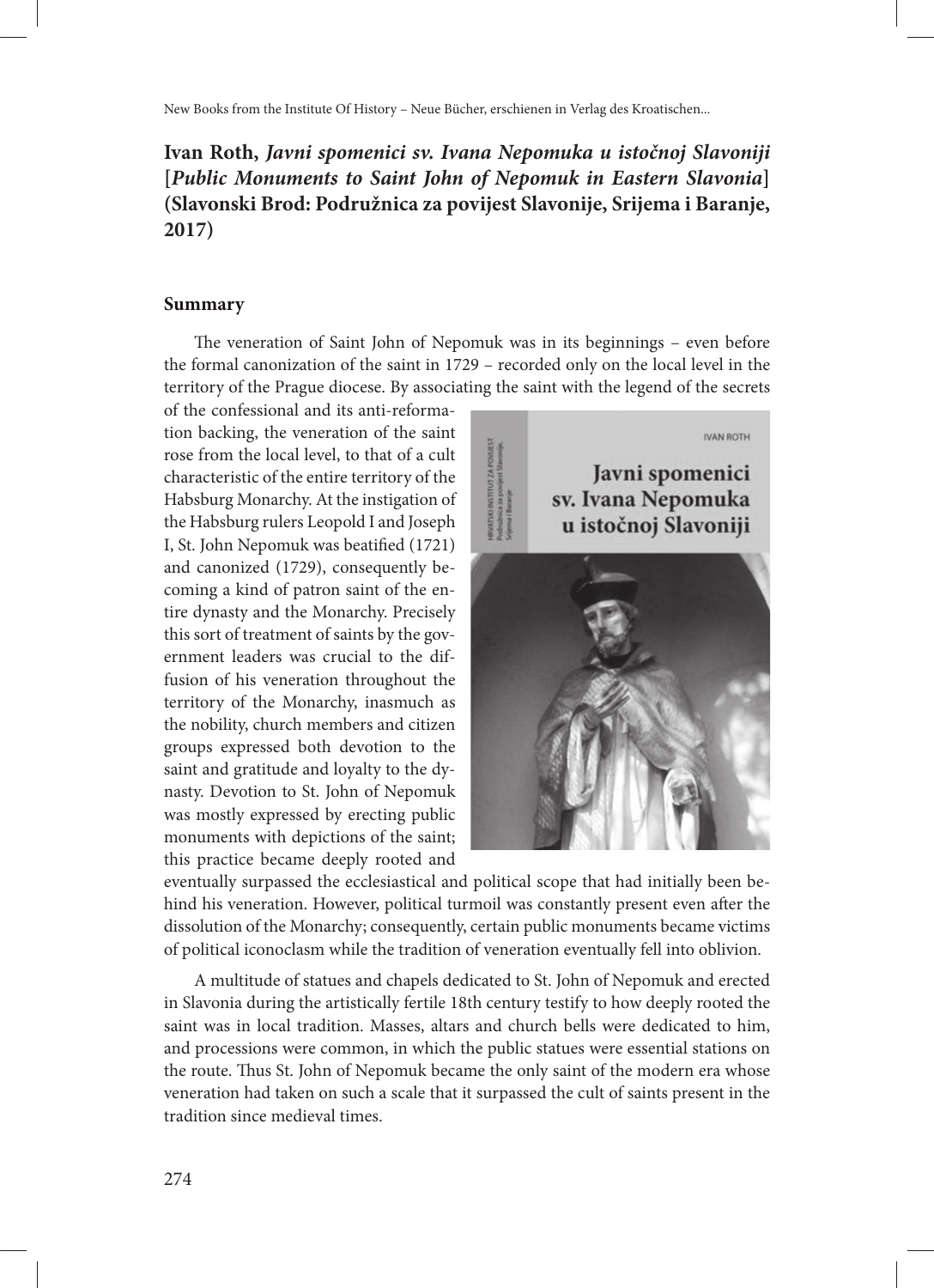**Ivan Roth, *Javni spomenici sv. Ivana Nepomuka u istočnoj Slavoniji* [*Public Monuments to Saint John of Nepomuk in Eastern Slavonia*] (Slavonski Brod: Podružnica za povijest Slavonije, Srijema i Baranje, 2017)**

**Summary**

The veneration of Saint John of Nepomuk was in its beginnings – even before the formal canonization of the saint in 1729 – recorded only on the local level in the territory of the Prague diocese. By associating the saint with the legend of the secrets of the confessional and its anti-reformation backing, the veneration of the saint rose from the local level, to that of a cult characteristic of the entire territory of the Habsburg Monarchy. At the instigation of the Habsburg rulers Leopold I and Joseph I, St. John Nepomuk was beatified (1721) and canonized (1729), consequently becoming a kind of patron saint of the entire dynasty and the Monarchy. Precisely this sort of treatment of saints by the government leaders was crucial to the diffusion of his veneration throughout the territory of the Monarchy, inasmuch as the nobility, church members and citizen groups expressed both devotion to the saint and gratitude and loyalty to the dynasty. Devotion to St. John of Nepomuk was mostly expressed by erecting public monuments with depictions of the saint; this practice became deeply rooted and eventually surpassed the ecclesiastical and political scope that had initially been behind his veneration. However, political turmoil was constantly present even after the dissolution of the Monarchy; consequently, certain public monuments became victims of political iconoclasm while the tradition of veneration eventually fell into oblivion.

A multitude of statues and chapels dedicated to St. John of Nepomuk and erected in Slavonia during the artistically fertile 18th century testify to how deeply rooted the saint was in local tradition. Masses, altars and church bells were dedicated to him, and processions were common, in which the public statues were essential stations on the route. Thus St. John of Nepomuk became the only saint of the modern era whose veneration had taken on such a scale that it surpassed the cult of saints present in the tradition since medieval times.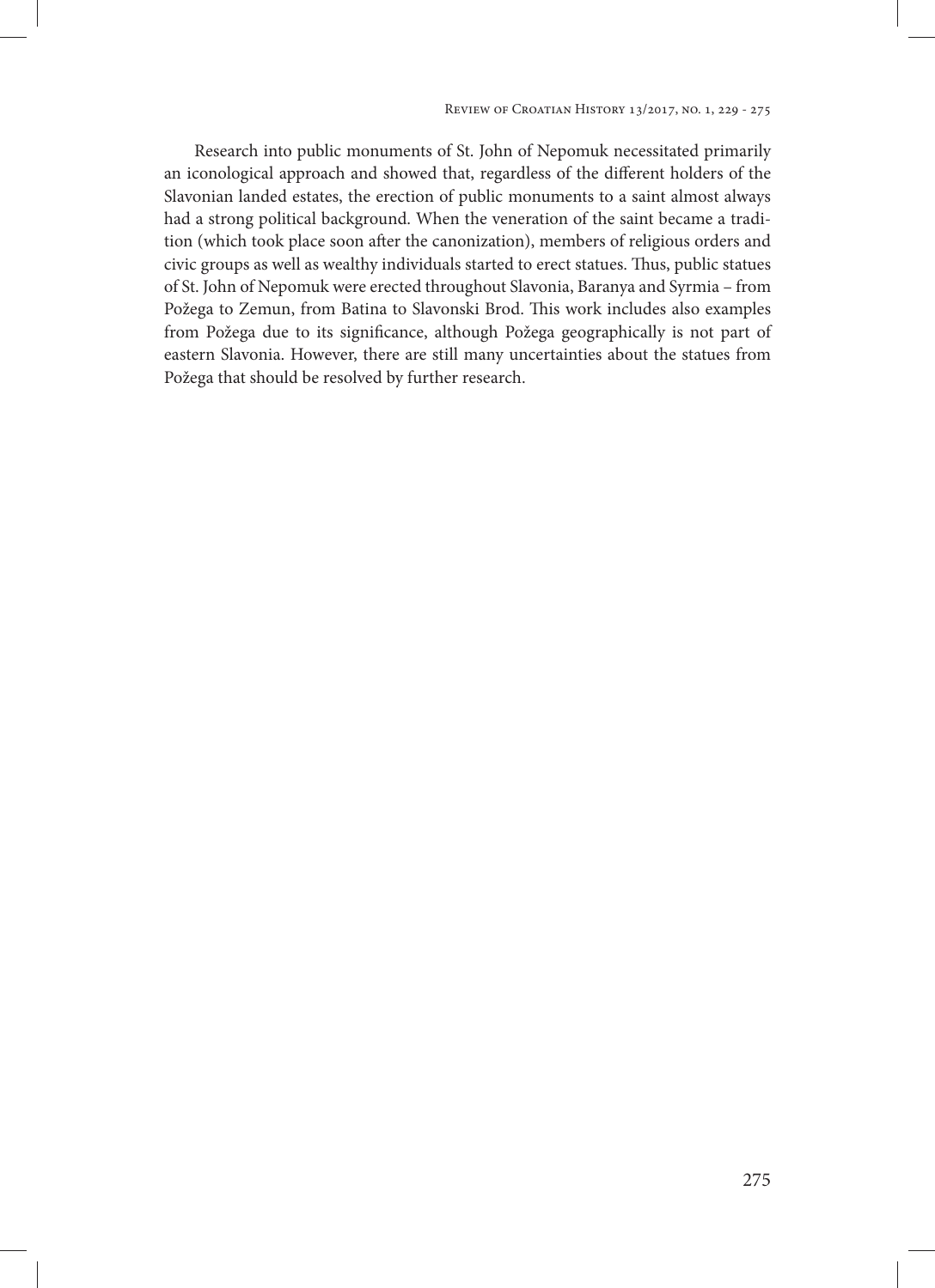Research into public monuments of St. John of Nepomuk necessitated primarily an iconological approach and showed that, regardless of the different holders of the Slavonian landed estates, the erection of public monuments to a saint almost always had a strong political background. When the veneration of the saint became a tradition (which took place soon after the canonization), members of religious orders and civic groups as well as wealthy individuals started to erect statues. Thus, public statues of St. John of Nepomuk were erected throughout Slavonia, Baranya and Syrmia – from Požega to Zemun, from Batina to Slavonski Brod. This work includes also examples from Požega due to its significance, although Požega geographically is not part of eastern Slavonia. However, there are still many uncertainties about the statues from Požega that should be resolved by further research.